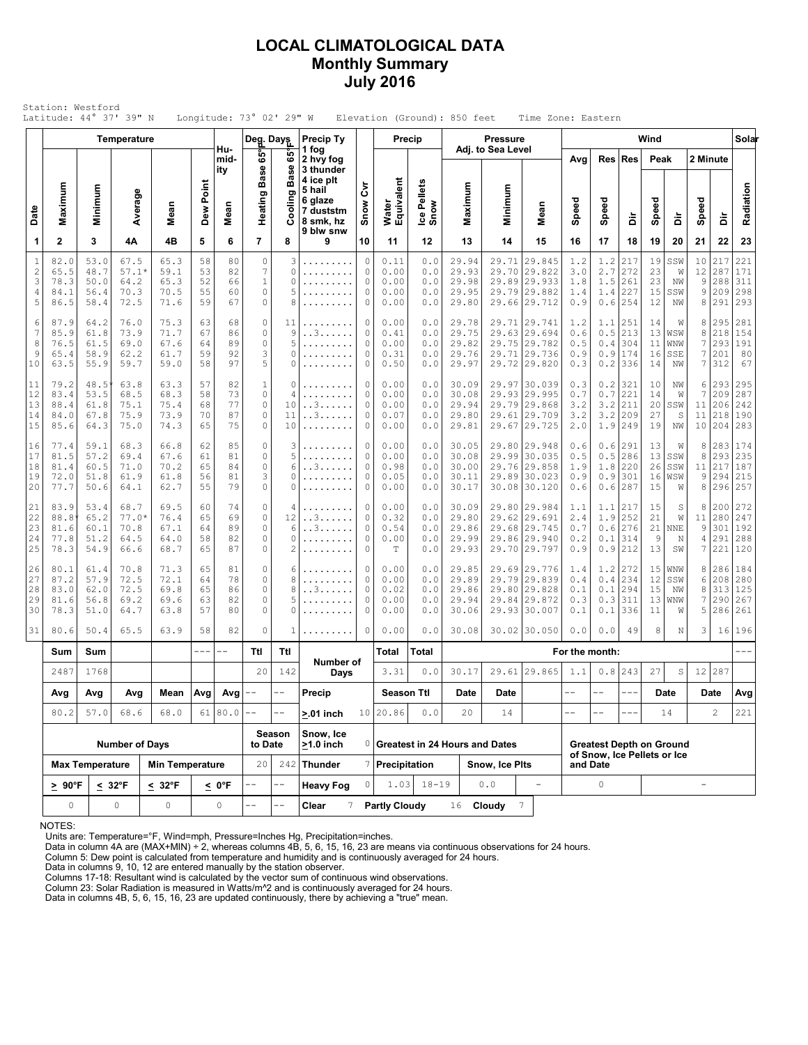# LOCAL CLIMATOLOGICAL DATA
## Monthly Summary
## July 2016

Station: Westford
Latitude: 44° 37' 39" N Longitude: 73° 02' 29" W Elevation (Ground): 850 feet Time Zone: Eastern

| Date | Temperature Maximum | Temperature Minimum | Temperature Average | Temperature Mean | Dew Point | Humidity Mean | Deg. Days Heating Base 65°F | Deg. Days Cooling Base 65°F | Precip Ty (1 fog, 2 hvy fog, 3 thunder, 4 ice plt, 5 hail, 6 glaze, 7 duststm, 8 smk, hz, 9 blw snw) | Snow Cvr | Precip Water Equivalent | Precip Ice Pellets Snow | Pressure Maximum | Pressure Minimum | Pressure Mean | Wind Avg Speed | Wind Res Speed | Wind Res Dir | Wind Peak Speed | Wind Peak Dir | Wind 2 Minute Speed | Wind 2 Minute Dir | Solar Radiation |
|---|---|---|---|---|---|---|---|---|---|---|---|---|---|---|---|---|---|---|---|---|---|---|---|
| 1 | 2 | 3 | 4A | 4B | 5 | 6 | 7 | 8 | 9 | 10 | 11 | 12 | 13 | 14 | 15 | 16 | 17 | 18 | 19 | 20 | 21 | 22 | 23 |
| 1 | 82.0 | 53.0 | 67.5 | 65.3 | 58 | 80 | 0 | 3 | ......... | 0 | 0.11 | 0.0 | 29.94 | 29.71 | 29.845 | 1.2 | 1.2 | 217 | 19 | SSW | 10 | 217 | 221 |
| 2 | 65.5 | 48.7 | 57.1* | 59.1 | 53 | 82 | 7 | 0 | ......... | 0 | 0.00 | 0.0 | 29.93 | 29.70 | 29.822 | 3.0 | 2.7 | 272 | 23 | W | 12 | 287 | 171 |
| 3 | 78.3 | 50.0 | 64.2 | 65.3 | 52 | 66 | 1 | 0 | ......... | 0 | 0.00 | 0.0 | 29.98 | 29.89 | 29.933 | 1.8 | 1.5 | 261 | 23 | NW | 9 | 288 | 311 |
| 4 | 84.1 | 56.4 | 70.3 | 70.5 | 55 | 60 | 0 | 5 | ......... | 0 | 0.00 | 0.0 | 29.95 | 29.79 | 29.882 | 1.4 | 1.4 | 227 | 15 | SSW | 9 | 209 | 298 |
| 5 | 86.5 | 58.4 | 72.5 | 71.6 | 59 | 67 | 0 | 8 | ......... | 0 | 0.00 | 0.0 | 29.80 | 29.66 | 29.712 | 0.9 | 0.6 | 254 | 12 | NW | 8 | 291 | 293 |
| 6 | 87.9 | 64.2 | 76.0 | 75.3 | 63 | 68 | 0 | 11 | ......... | 0 | 0.00 | 0.0 | 29.78 | 29.71 | 29.741 | 1.2 | 1.1 | 251 | 14 | W | 8 | 295 | 281 |
| 7 | 85.9 | 61.8 | 73.9 | 71.7 | 67 | 86 | 0 | 9 | ..3...... | 0 | 0.41 | 0.0 | 29.75 | 29.63 | 29.694 | 0.6 | 0.5 | 213 | 13 | WSW | 8 | 218 | 154 |
| 8 | 76.5 | 61.5 | 69.0 | 67.6 | 64 | 89 | 0 | 5 | ......... | 0 | 0.00 | 0.0 | 29.82 | 29.75 | 29.782 | 0.5 | 0.4 | 304 | 11 | WNW | 7 | 293 | 191 |
| 9 | 65.4 | 58.9 | 62.2 | 61.7 | 59 | 92 | 3 | 0 | ......... | 0 | 0.31 | 0.0 | 29.76 | 29.71 | 29.736 | 0.9 | 0.9 | 174 | 16 | SSE | 7 | 201 | 80 |
| 10 | 63.5 | 55.9 | 59.7 | 59.0 | 58 | 97 | 5 | 0 | ......... | 0 | 0.50 | 0.0 | 29.97 | 29.72 | 29.820 | 0.3 | 0.2 | 336 | 14 | NW | 7 | 312 | 67 |
| 11 | 79.2 | 48.5* | 63.8 | 63.3 | 57 | 82 | 1 | 0 | ......... | 0 | 0.00 | 0.0 | 30.09 | 29.97 | 30.039 | 0.3 | 0.2 | 321 | 10 | NW | 6 | 293 | 295 |
| 12 | 83.4 | 53.5 | 68.5 | 68.3 | 58 | 73 | 0 | 4 | ......... | 0 | 0.00 | 0.0 | 30.08 | 29.93 | 29.995 | 0.7 | 0.7 | 221 | 14 | W | 7 | 209 | 287 |
| 13 | 88.4 | 61.8 | 75.1 | 75.4 | 68 | 77 | 0 | 10 | ..3...... | 0 | 0.00 | 0.0 | 29.94 | 29.79 | 29.868 | 3.2 | 3.2 | 211 | 20 | SSW | 11 | 206 | 242 |
| 14 | 84.0 | 67.8 | 75.9 | 73.9 | 70 | 87 | 0 | 11 | ..3...... | 0 | 0.07 | 0.0 | 29.80 | 29.61 | 29.709 | 3.2 | 3.2 | 209 | 27 | S | 11 | 218 | 190 |
| 15 | 85.6 | 64.3 | 75.0 | 74.3 | 65 | 75 | 0 | 10 | ......... | 0 | 0.00 | 0.0 | 29.81 | 29.67 | 29.725 | 2.0 | 1.9 | 249 | 19 | NW | 10 | 204 | 283 |
| 16 | 77.4 | 59.1 | 68.3 | 66.8 | 62 | 85 | 0 | 3 | ......... | 0 | 0.00 | 0.0 | 30.05 | 29.80 | 29.948 | 0.6 | 0.6 | 291 | 13 | W | 8 | 283 | 174 |
| 17 | 81.5 | 57.2 | 69.4 | 67.6 | 61 | 81 | 0 | 5 | ......... | 0 | 0.00 | 0.0 | 30.08 | 29.99 | 30.035 | 0.5 | 0.5 | 286 | 13 | SSW | 8 | 293 | 235 |
| 18 | 81.4 | 60.5 | 71.0 | 70.2 | 65 | 84 | 0 | 6 | ..3...... | 0 | 0.98 | 0.0 | 30.00 | 29.76 | 29.858 | 1.9 | 1.8 | 220 | 26 | SSW | 11 | 217 | 187 |
| 19 | 72.0 | 51.8 | 61.9 | 61.8 | 56 | 81 | 3 | 0 | ......... | 0 | 0.05 | 0.0 | 30.11 | 29.89 | 30.023 | 0.9 | 0.9 | 301 | 16 | WSW | 9 | 294 | 215 |
| 20 | 77.7 | 50.6 | 64.1 | 62.7 | 55 | 79 | 0 | 0 | ......... | 0 | 0.00 | 0.0 | 30.17 | 30.08 | 30.120 | 0.6 | 0.6 | 287 | 15 | W | 8 | 296 | 257 |
| 21 | 83.9 | 53.4 | 68.7 | 69.5 | 60 | 74 | 0 | 4 | ......... | 0 | 0.00 | 0.0 | 30.09 | 29.80 | 29.984 | 1.1 | 1.1 | 217 | 15 | S | 8 | 200 | 272 |
| 22 | 88.8* | 65.2 | 77.0* | 76.4 | 65 | 69 | 0 | 12 | ..3...... | 0 | 0.32 | 0.0 | 29.80 | 29.62 | 29.691 | 2.4 | 1.9 | 252 | 21 | W | 11 | 280 | 247 |
| 23 | 81.6 | 60.1 | 70.8 | 67.1 | 64 | 89 | 0 | 6 | ..3...... | 0 | 0.54 | 0.0 | 29.86 | 29.68 | 29.745 | 0.7 | 0.6 | 276 | 21 | NNE | 9 | 301 | 192 |
| 24 | 77.8 | 51.2 | 64.5 | 64.0 | 58 | 82 | 0 | 0 | ......... | 0 | 0.00 | 0.0 | 29.99 | 29.86 | 29.940 | 0.2 | 0.1 | 314 | 9 | N | 4 | 291 | 288 |
| 25 | 78.3 | 54.9 | 66.6 | 68.7 | 65 | 87 | 0 | 2 | ......... | 0 | T | 0.0 | 29.93 | 29.70 | 29.797 | 0.9 | 0.9 | 212 | 13 | SW | 7 | 221 | 120 |
| 26 | 80.1 | 61.4 | 70.8 | 71.3 | 65 | 81 | 0 | 6 | ......... | 0 | 0.00 | 0.0 | 29.85 | 29.69 | 29.776 | 1.4 | 1.2 | 272 | 15 | WNW | 8 | 286 | 184 |
| 27 | 87.2 | 57.9 | 72.5 | 72.1 | 64 | 78 | 0 | 8 | ......... | 0 | 0.00 | 0.0 | 29.89 | 29.79 | 29.839 | 0.4 | 0.4 | 234 | 12 | SSW | 6 | 208 | 280 |
| 28 | 83.0 | 62.0 | 72.5 | 69.8 | 65 | 86 | 0 | 8 | ..3...... | 0 | 0.02 | 0.0 | 29.86 | 29.80 | 29.828 | 0.1 | 0.1 | 294 | 15 | NW | 8 | 313 | 125 |
| 29 | 81.6 | 56.8 | 69.2 | 69.6 | 63 | 82 | 0 | 5 | ......... | 0 | 0.00 | 0.0 | 29.94 | 29.84 | 29.872 | 0.3 | 0.3 | 311 | 13 | WNW | 7 | 290 | 267 |
| 30 | 78.3 | 51.0 | 64.7 | 63.8 | 57 | 80 | 0 | 0 | ......... | 0 | 0.00 | 0.0 | 30.06 | 29.93 | 30.007 | 0.1 | 0.1 | 336 | 11 | W | 5 | 286 | 261 |
| 31 | 80.6 | 50.4 | 65.5 | 63.9 | 58 | 82 | 0 | 1 | ......... | 0 | 0.00 | 0.0 | 30.08 | 30.02 | 30.050 | 0.0 | 0.0 | 49 | 8 | N | 3 | 16 | 196 |
| | Sum | Sum | | | --- | -- | Ttl | Ttl | Number of Days | | Total | Total | For the month: | | | | | | | | | | --- |
| | 2487 | 1768 | | | | | 20 | 142 | | | 3.31 | 0.0 | 30.17 | 29.61 | 29.865 | 1.1 | 0.8 | 243 | 27 | S | 12 | 287 | |
| | Avg | Avg | Avg | Mean | Avg | Avg | -- | -- | Precip | | Season Ttl | | Date | Date | | -- | -- | --- | Date | | Date | | Avg |
| | 80.2 | 57.0 | 68.6 | 68.0 | 61 | 80.0 | -- | -- | >.01 inch | 10 | 20.86 | 0.0 | 20 | 14 | | -- | -- | --- | 14 | | 2 | | 221 |

| Number of Days | | | | Season to Date | | | | | | | |
|---|---|---|---|---|---|---|---|---|---|---|---|
| Max Temperature | | Min Temperature | | 20 | 242 | Snow, Ice >1.0 inch | 0 | Greatest in 24 Hours and Dates | | | Greatest Depth on Ground of Snow, Ice Pellets or Ice and Date |
| > 90°F | < 32°F | < 32°F | < 0°F | -- | -- | Thunder | 7 | Precipitation | | Snow, Ice Plts | |
| 0 | 0 | 0 | 0 | -- | -- | Heavy Fog | 0 | 1.03 | 18-19 | 0.0 - | 0 - |
| | | | | | | Clear | 7 | Partly Cloudy | 16 | Cloudy | 7 |

NOTES:
Units are: Temperature=°F, Wind=mph, Pressure=Inches Hg, Precipitation=inches.
Data in column 4A are (MAX+MIN) ÷ 2, whereas columns 4B, 5, 6, 15, 16, 23 are means via continuous observations for 24 hours.
Column 5: Dew point is calculated from temperature and humidity and is continuously averaged for 24 hours.
Data in columns 9, 10, 12 are entered manually by the station observer.
Columns 17-18: Resultant wind is calculated by the vector sum of continuous wind observations.
Column 23: Solar Radiation is measured in Watts/m^2 and is continuously averaged for 24 hours.
Data in columns 4B, 5, 6, 15, 16, 23 are updated continuously, there by achieving a "true" mean.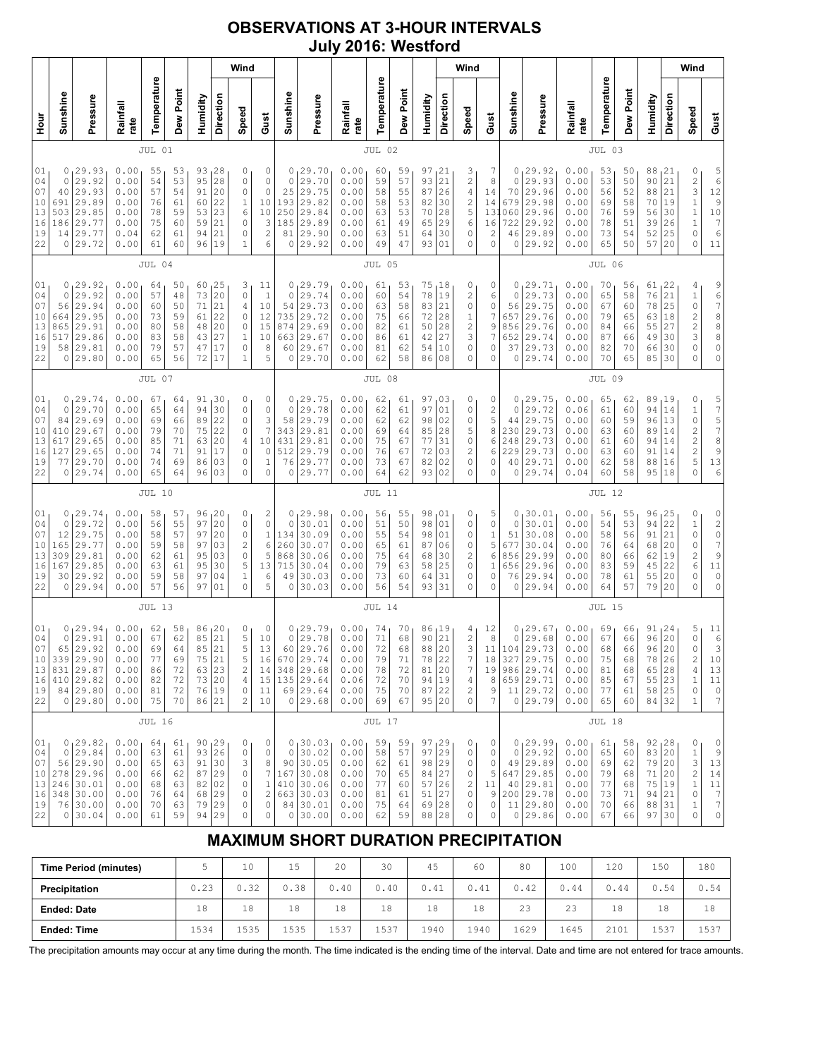# OBSERVATIONS AT 3-HOUR INTERVALS
## July 2016: Westford

### JUL 01 / JUL 02 / JUL 03

| Hour | Sunshine | Pressure | Rainfall rate | Temperature | Dew Point | Humidity | Wind Direction | Wind Speed | Wind Gust | Sunshine | Pressure | Rainfall rate | Temperature | Dew Point | Humidity | Wind Direction | Wind Speed | Wind Gust | Sunshine | Pressure | Rainfall rate | Temperature | Dew Point | Humidity | Wind Direction | Wind Speed | Wind Gust |
|---|---|---|---|---|---|---|---|---|---|---|---|---|---|---|---|---|---|---|---|---|---|---|---|---|---|---|---|
| 01 | 0 | 29.93 | 0.00 | 55 | 53 | 93 | 28 | 0 | 0 | 0 | 29.70 | 0.00 | 60 | 59 | 97 | 21 | 3 | 7 | 0 | 29.92 | 0.00 | 53 | 50 | 88 | 21 | 0 | 5 |
| 04 | 0 | 29.92 | 0.00 | 54 | 53 | 95 | 28 | 0 | 0 | 0 | 29.70 | 0.00 | 59 | 57 | 93 | 21 | 2 | 8 | 0 | 29.93 | 0.00 | 53 | 50 | 90 | 21 | 2 | 6 |
| 07 | 40 | 29.93 | 0.00 | 57 | 54 | 91 | 20 | 0 | 0 | 25 | 29.75 | 0.00 | 58 | 55 | 87 | 26 | 4 | 14 | 70 | 29.96 | 0.00 | 56 | 52 | 88 | 21 | 3 | 12 |
| 10 | 691 | 29.89 | 0.00 | 76 | 61 | 60 | 22 | 1 | 10 | 193 | 29.82 | 0.00 | 58 | 53 | 82 | 30 | 2 | 14 | 679 | 29.98 | 0.00 | 69 | 58 | 70 | 19 | 1 | 9 |
| 13 | 503 | 29.85 | 0.00 | 78 | 59 | 53 | 23 | 6 | 10 | 250 | 29.84 | 0.00 | 63 | 53 | 70 | 28 | 5 | 13 | 1060 | 29.96 | 0.00 | 76 | 59 | 56 | 30 | 1 | 10 |
| 16 | 186 | 29.77 | 0.00 | 75 | 60 | 59 | 21 | 0 | 3 | 185 | 29.89 | 0.00 | 61 | 49 | 65 | 29 | 6 | 16 | 722 | 29.92 | 0.00 | 78 | 51 | 39 | 26 | 1 | 7 |
| 19 | 14 | 29.77 | 0.04 | 62 | 61 | 94 | 21 | 0 | 2 | 81 | 29.90 | 0.00 | 63 | 51 | 64 | 30 | 0 | 2 | 46 | 29.89 | 0.00 | 73 | 54 | 52 | 25 | 0 | 6 |
| 22 | 0 | 29.72 | 0.00 | 61 | 60 | 96 | 19 | 1 | 6 | 0 | 29.92 | 0.00 | 49 | 47 | 93 | 01 | 0 | 0 | 0 | 29.92 | 0.00 | 65 | 50 | 57 | 20 | 0 | 11 |

### JUL 04 / JUL 05 / JUL 06

| Hour | Sunshine | Pressure | Rainfall rate | Temperature | Dew Point | Humidity | Wind Direction | Wind Speed | Wind Gust | Sunshine | Pressure | Rainfall rate | Temperature | Dew Point | Humidity | Wind Direction | Wind Speed | Wind Gust | Sunshine | Pressure | Rainfall rate | Temperature | Dew Point | Humidity | Wind Direction | Wind Speed | Wind Gust |
|---|---|---|---|---|---|---|---|---|---|---|---|---|---|---|---|---|---|---|---|---|---|---|---|---|---|---|---|
| 01 | 0 | 29.92 | 0.00 | 64 | 50 | 60 | 25 | 3 | 11 | 0 | 29.79 | 0.00 | 61 | 53 | 75 | 18 | 0 | 0 | 0 | 29.71 | 0.00 | 70 | 56 | 61 | 22 | 4 | 9 |
| 04 | 0 | 29.92 | 0.00 | 57 | 48 | 73 | 20 | 0 | 1 | 0 | 29.74 | 0.00 | 60 | 54 | 78 | 19 | 2 | 6 | 0 | 29.73 | 0.00 | 65 | 58 | 76 | 21 | 1 | 6 |
| 07 | 56 | 29.94 | 0.00 | 60 | 50 | 71 | 21 | 4 | 10 | 54 | 29.73 | 0.00 | 63 | 58 | 83 | 21 | 0 | 0 | 56 | 29.75 | 0.00 | 67 | 60 | 78 | 25 | 0 | 7 |
| 10 | 664 | 29.95 | 0.00 | 73 | 59 | 61 | 22 | 0 | 12 | 735 | 29.72 | 0.00 | 75 | 66 | 72 | 28 | 1 | 7 | 657 | 29.76 | 0.00 | 79 | 65 | 63 | 18 | 2 | 8 |
| 13 | 865 | 29.91 | 0.00 | 80 | 58 | 48 | 20 | 0 | 15 | 874 | 29.69 | 0.00 | 82 | 61 | 50 | 28 | 2 | 9 | 856 | 29.76 | 0.00 | 84 | 66 | 55 | 27 | 2 | 8 |
| 16 | 517 | 29.86 | 0.00 | 83 | 58 | 43 | 27 | 1 | 10 | 663 | 29.67 | 0.00 | 86 | 61 | 42 | 27 | 3 | 7 | 652 | 29.74 | 0.00 | 87 | 66 | 49 | 30 | 3 | 8 |
| 19 | 58 | 29.81 | 0.00 | 79 | 57 | 47 | 17 | 0 | 8 | 60 | 29.67 | 0.00 | 81 | 62 | 54 | 10 | 0 | 0 | 37 | 29.73 | 0.00 | 82 | 70 | 66 | 30 | 0 | 0 |
| 22 | 0 | 29.80 | 0.00 | 65 | 56 | 72 | 17 | 1 | 5 | 0 | 29.70 | 0.00 | 62 | 58 | 86 | 08 | 0 | 0 | 0 | 29.74 | 0.00 | 70 | 65 | 85 | 30 | 0 | 0 |

### JUL 07 / JUL 08 / JUL 09

| Hour | Sunshine | Pressure | Rainfall rate | Temperature | Dew Point | Humidity | Wind Direction | Wind Speed | Wind Gust | Sunshine | Pressure | Rainfall rate | Temperature | Dew Point | Humidity | Wind Direction | Wind Speed | Wind Gust | Sunshine | Pressure | Rainfall rate | Temperature | Dew Point | Humidity | Wind Direction | Wind Speed | Wind Gust |
|---|---|---|---|---|---|---|---|---|---|---|---|---|---|---|---|---|---|---|---|---|---|---|---|---|---|---|---|
| 01 | 0 | 29.74 | 0.00 | 67 | 64 | 91 | 30 | 0 | 0 | 0 | 29.75 | 0.00 | 62 | 61 | 97 | 03 | 0 | 0 | 0 | 29.75 | 0.00 | 65 | 62 | 89 | 19 | 0 | 5 |
| 04 | 0 | 29.70 | 0.00 | 65 | 64 | 94 | 30 | 0 | 0 | 0 | 29.78 | 0.00 | 62 | 61 | 97 | 01 | 0 | 2 | 0 | 29.72 | 0.06 | 61 | 60 | 94 | 14 | 1 | 7 |
| 07 | 84 | 29.69 | 0.00 | 69 | 66 | 89 | 22 | 0 | 3 | 58 | 29.79 | 0.00 | 62 | 62 | 98 | 02 | 0 | 5 | 44 | 29.75 | 0.00 | 60 | 59 | 96 | 13 | 0 | 5 |
| 10 | 410 | 29.67 | 0.00 | 79 | 70 | 75 | 22 | 0 | 7 | 343 | 29.81 | 0.00 | 69 | 64 | 85 | 28 | 5 | 8 | 230 | 29.73 | 0.00 | 63 | 60 | 89 | 14 | 2 | 7 |
| 13 | 617 | 29.65 | 0.00 | 85 | 71 | 63 | 20 | 4 | 10 | 431 | 29.81 | 0.00 | 75 | 67 | 77 | 31 | 0 | 6 | 248 | 29.73 | 0.00 | 61 | 60 | 94 | 14 | 2 | 8 |
| 16 | 127 | 29.65 | 0.00 | 74 | 71 | 91 | 17 | 0 | 0 | 512 | 29.79 | 0.00 | 76 | 67 | 72 | 03 | 2 | 6 | 229 | 29.73 | 0.00 | 63 | 60 | 91 | 14 | 2 | 9 |
| 19 | 77 | 29.70 | 0.00 | 74 | 69 | 86 | 03 | 0 | 1 | 76 | 29.77 | 0.00 | 73 | 67 | 82 | 02 | 0 | 0 | 40 | 29.71 | 0.00 | 62 | 58 | 88 | 16 | 5 | 13 |
| 22 | 0 | 29.74 | 0.00 | 65 | 64 | 96 | 03 | 0 | 0 | 0 | 29.77 | 0.00 | 64 | 62 | 93 | 02 | 0 | 0 | 0 | 29.74 | 0.04 | 60 | 58 | 95 | 18 | 0 | 6 |

### JUL 10 / JUL 11 / JUL 12

| Hour | Sunshine | Pressure | Rainfall rate | Temperature | Dew Point | Humidity | Wind Direction | Wind Speed | Wind Gust | Sunshine | Pressure | Rainfall rate | Temperature | Dew Point | Humidity | Wind Direction | Wind Speed | Wind Gust | Sunshine | Pressure | Rainfall rate | Temperature | Dew Point | Humidity | Wind Direction | Wind Speed | Wind Gust |
|---|---|---|---|---|---|---|---|---|---|---|---|---|---|---|---|---|---|---|---|---|---|---|---|---|---|---|---|
| 01 | 0 | 29.74 | 0.00 | 58 | 57 | 96 | 20 | 0 | 2 | 0 | 29.98 | 0.00 | 56 | 55 | 98 | 01 | 0 | 5 | 0 | 30.01 | 0.00 | 56 | 55 | 96 | 25 | 0 | 0 |
| 04 | 0 | 29.72 | 0.00 | 56 | 55 | 97 | 20 | 0 | 0 | 0 | 30.01 | 0.00 | 51 | 50 | 98 | 01 | 0 | 0 | 0 | 30.01 | 0.00 | 54 | 53 | 94 | 22 | 1 | 2 |
| 07 | 12 | 29.75 | 0.00 | 58 | 57 | 97 | 20 | 0 | 1 | 134 | 30.09 | 0.00 | 55 | 54 | 98 | 01 | 0 | 1 | 51 | 30.08 | 0.00 | 58 | 56 | 91 | 21 | 0 | 0 |
| 10 | 165 | 29.77 | 0.00 | 59 | 58 | 97 | 03 | 2 | 6 | 260 | 30.07 | 0.00 | 65 | 61 | 87 | 06 | 0 | 5 | 677 | 30.04 | 0.00 | 76 | 64 | 68 | 20 | 0 | 7 |
| 13 | 309 | 29.81 | 0.00 | 62 | 61 | 95 | 03 | 0 | 5 | 868 | 30.06 | 0.00 | 75 | 64 | 68 | 30 | 2 | 6 | 856 | 29.99 | 0.00 | 80 | 66 | 62 | 19 | 2 | 9 |
| 16 | 167 | 29.85 | 0.00 | 63 | 61 | 95 | 30 | 5 | 13 | 715 | 30.04 | 0.00 | 79 | 63 | 58 | 25 | 0 | 1 | 656 | 29.96 | 0.00 | 83 | 59 | 45 | 22 | 6 | 11 |
| 19 | 30 | 29.92 | 0.00 | 59 | 58 | 97 | 04 | 1 | 6 | 49 | 30.03 | 0.00 | 73 | 60 | 64 | 31 | 0 | 0 | 76 | 29.94 | 0.00 | 78 | 61 | 55 | 20 | 1 | 0 |
| 22 | 0 | 29.94 | 0.00 | 57 | 56 | 97 | 01 | 0 | 5 | 0 | 30.03 | 0.00 | 56 | 54 | 93 | 31 | 0 | 0 | 0 | 29.94 | 0.00 | 64 | 57 | 79 | 20 | 0 | 0 |

### JUL 13 / JUL 14 / JUL 15

| Hour | Sunshine | Pressure | Rainfall rate | Temperature | Dew Point | Humidity | Wind Direction | Wind Speed | Wind Gust | Sunshine | Pressure | Rainfall rate | Temperature | Dew Point | Humidity | Wind Direction | Wind Speed | Wind Gust | Sunshine | Pressure | Rainfall rate | Temperature | Dew Point | Humidity | Wind Direction | Wind Speed | Wind Gust |
|---|---|---|---|---|---|---|---|---|---|---|---|---|---|---|---|---|---|---|---|---|---|---|---|---|---|---|---|
| 01 | 0 | 29.94 | 0.00 | 62 | 58 | 86 | 20 | 0 | 0 | 0 | 29.79 | 0.00 | 74 | 70 | 86 | 19 | 4 | 12 | 0 | 29.67 | 0.00 | 69 | 66 | 91 | 24 | 5 | 11 |
| 04 | 0 | 29.91 | 0.00 | 67 | 62 | 85 | 21 | 5 | 10 | 0 | 29.78 | 0.00 | 71 | 68 | 90 | 21 | 2 | 8 | 0 | 29.68 | 0.00 | 67 | 66 | 96 | 20 | 0 | 6 |
| 07 | 65 | 29.92 | 0.00 | 69 | 64 | 85 | 21 | 5 | 13 | 60 | 29.76 | 0.00 | 72 | 68 | 88 | 20 | 3 | 11 | 104 | 29.73 | 0.00 | 68 | 66 | 96 | 20 | 0 | 3 |
| 10 | 339 | 29.90 | 0.00 | 77 | 69 | 75 | 21 | 5 | 16 | 670 | 29.74 | 0.00 | 79 | 71 | 78 | 22 | 7 | 18 | 327 | 29.75 | 0.00 | 75 | 68 | 78 | 26 | 2 | 10 |
| 13 | 831 | 29.87 | 0.00 | 86 | 72 | 63 | 23 | 2 | 14 | 348 | 29.68 | 0.00 | 78 | 72 | 81 | 20 | 7 | 19 | 986 | 29.74 | 0.00 | 81 | 68 | 65 | 28 | 4 | 13 |
| 16 | 410 | 29.82 | 0.00 | 82 | 72 | 73 | 20 | 4 | 15 | 135 | 29.64 | 0.06 | 72 | 70 | 94 | 19 | 4 | 8 | 659 | 29.71 | 0.00 | 85 | 67 | 55 | 23 | 1 | 11 |
| 19 | 84 | 29.80 | 0.00 | 81 | 72 | 76 | 19 | 0 | 11 | 69 | 29.64 | 0.00 | 75 | 70 | 87 | 22 | 2 | 9 | 11 | 29.72 | 0.00 | 77 | 61 | 58 | 25 | 0 | 0 |
| 22 | 0 | 29.80 | 0.00 | 75 | 70 | 86 | 21 | 2 | 10 | 0 | 29.68 | 0.00 | 69 | 67 | 95 | 20 | 0 | 7 | 0 | 29.79 | 0.00 | 65 | 60 | 84 | 32 | 1 | 7 |

### JUL 16 / JUL 17 / JUL 18

| Hour | Sunshine | Pressure | Rainfall rate | Temperature | Dew Point | Humidity | Wind Direction | Wind Speed | Wind Gust | Sunshine | Pressure | Rainfall rate | Temperature | Dew Point | Humidity | Wind Direction | Wind Speed | Wind Gust | Sunshine | Pressure | Rainfall rate | Temperature | Dew Point | Humidity | Wind Direction | Wind Speed | Wind Gust |
|---|---|---|---|---|---|---|---|---|---|---|---|---|---|---|---|---|---|---|---|---|---|---|---|---|---|---|---|
| 01 | 0 | 29.82 | 0.00 | 64 | 61 | 90 | 29 | 0 | 0 | 0 | 30.03 | 0.00 | 59 | 59 | 97 | 29 | 0 | 0 | 0 | 29.99 | 0.00 | 61 | 58 | 92 | 28 | 0 | 0 |
| 04 | 0 | 29.84 | 0.00 | 63 | 61 | 93 | 26 | 0 | 0 | 0 | 30.02 | 0.00 | 58 | 57 | 97 | 29 | 0 | 0 | 0 | 29.92 | 0.00 | 65 | 60 | 83 | 20 | 1 | 9 |
| 07 | 56 | 29.90 | 0.00 | 65 | 63 | 91 | 30 | 3 | 8 | 90 | 30.05 | 0.00 | 62 | 61 | 98 | 29 | 0 | 0 | 49 | 29.89 | 0.00 | 69 | 62 | 79 | 20 | 3 | 13 |
| 10 | 278 | 29.96 | 0.00 | 66 | 62 | 87 | 29 | 0 | 7 | 167 | 30.08 | 0.00 | 70 | 65 | 84 | 27 | 0 | 5 | 647 | 29.85 | 0.00 | 79 | 68 | 71 | 20 | 2 | 14 |
| 13 | 246 | 30.01 | 0.00 | 68 | 63 | 82 | 02 | 0 | 1 | 410 | 30.06 | 0.00 | 77 | 60 | 57 | 26 | 2 | 11 | 40 | 29.81 | 0.00 | 77 | 68 | 75 | 19 | 1 | 11 |
| 16 | 348 | 30.00 | 0.00 | 76 | 64 | 68 | 29 | 0 | 2 | 663 | 30.03 | 0.00 | 81 | 61 | 51 | 27 | 0 | 9 | 200 | 29.78 | 0.00 | 73 | 71 | 94 | 21 | 0 | 7 |
| 19 | 76 | 30.00 | 0.00 | 70 | 63 | 79 | 29 | 0 | 0 | 84 | 30.01 | 0.00 | 75 | 64 | 69 | 28 | 0 | 0 | 11 | 29.80 | 0.00 | 70 | 66 | 88 | 31 | 1 | 7 |
| 22 | 0 | 30.04 | 0.00 | 61 | 59 | 94 | 29 | 0 | 0 | 0 | 30.00 | 0.00 | 62 | 59 | 88 | 28 | 0 | 0 | 0 | 29.86 | 0.00 | 67 | 66 | 97 | 30 | 0 | 0 |

## MAXIMUM SHORT DURATION PRECIPITATION

| Time Period (minutes) | 5 | 10 | 15 | 20 | 30 | 45 | 60 | 80 | 100 | 120 | 150 | 180 |
|---|---|---|---|---|---|---|---|---|---|---|---|---|
| Precipitation | 0.23 | 0.32 | 0.38 | 0.40 | 0.40 | 0.41 | 0.41 | 0.42 | 0.44 | 0.44 | 0.54 | 0.54 |
| Ended: Date | 18 | 18 | 18 | 18 | 18 | 18 | 18 | 23 | 23 | 18 | 18 | 18 |
| Ended: Time | 1534 | 1535 | 1535 | 1537 | 1537 | 1940 | 1940 | 1629 | 1645 | 2101 | 1537 | 1537 |

The precipitation amounts may occur at any time during the month. The time indicated is the ending time of the interval. Date and time are not entered for trace amounts.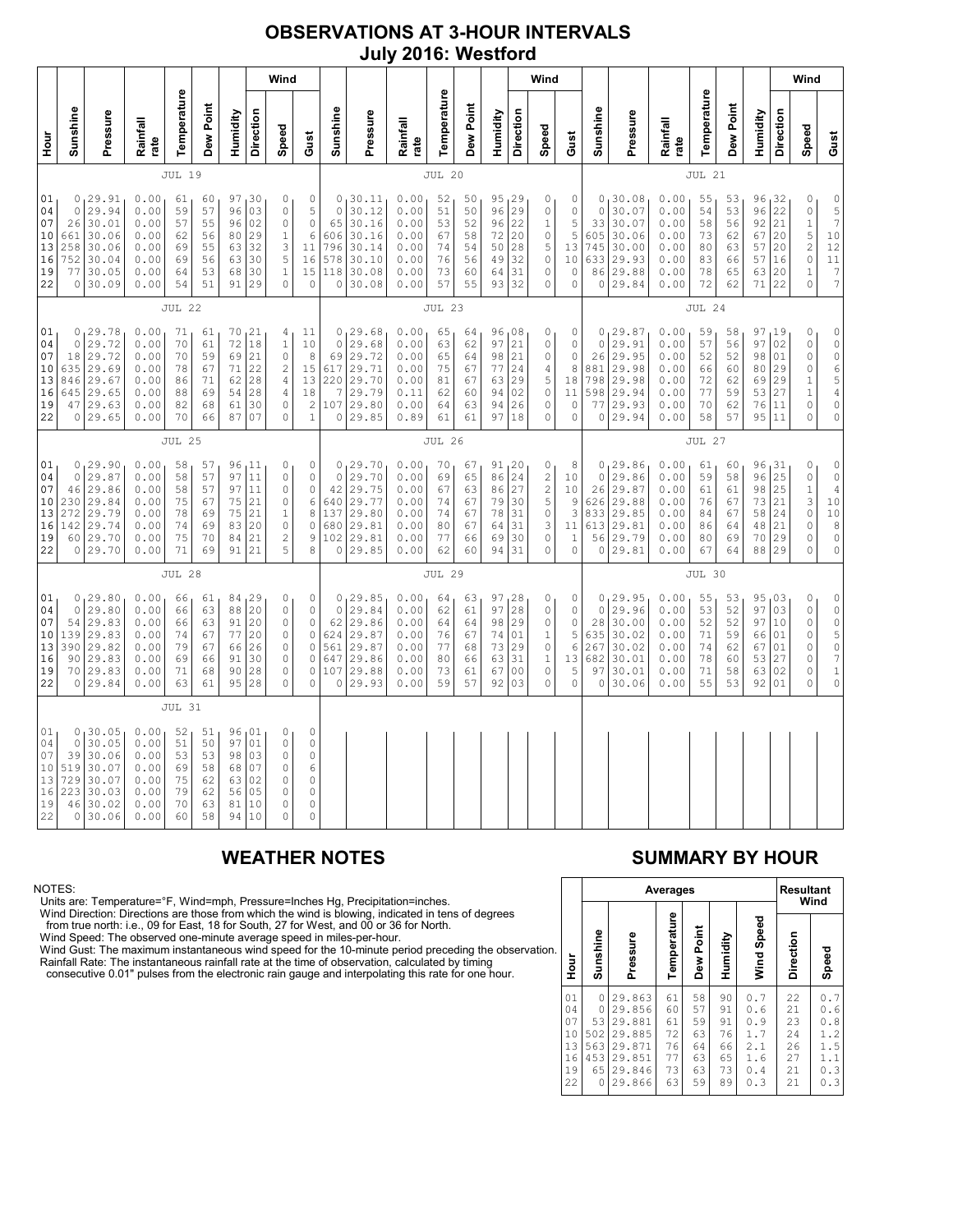# OBSERVATIONS AT 3-HOUR INTERVALS
## July 2016: Westford

### JUL 19

| Hour | Sunshine | Pressure | Rainfall rate | Temperature | Dew Point | Humidity | Wind Direction | Wind Speed | Wind Gust |
|---|---|---|---|---|---|---|---|---|---|
| 01 | 0 | 29.91 | 0.00 | 61 | 60 | 97 | 30 | 0 | 0 |
| 04 | 0 | 29.94 | 0.00 | 59 | 57 | 96 | 03 | 0 | 5 |
| 07 | 26 | 30.01 | 0.00 | 57 | 55 | 96 | 02 | 0 | 0 |
| 10 | 661 | 30.06 | 0.00 | 62 | 56 | 80 | 29 | 1 | 6 |
| 13 | 258 | 30.06 | 0.00 | 69 | 55 | 63 | 32 | 3 | 11 |
| 16 | 752 | 30.04 | 0.00 | 69 | 56 | 63 | 30 | 5 | 16 |
| 19 | 77 | 30.05 | 0.00 | 64 | 53 | 68 | 30 | 1 | 15 |
| 22 | 0 | 30.09 | 0.00 | 54 | 51 | 91 | 29 | 0 | 0 |

### JUL 20

| Hour | Sunshine | Pressure | Rainfall rate | Temperature | Dew Point | Humidity | Wind Direction | Wind Speed | Wind Gust |
|---|---|---|---|---|---|---|---|---|---|
| 01 | 0 | 30.11 | 0.00 | 52 | 50 | 95 | 29 | 0 | 0 |
| 04 | 0 | 30.12 | 0.00 | 51 | 50 | 96 | 29 | 0 | 0 |
| 07 | 65 | 30.16 | 0.00 | 53 | 52 | 96 | 22 | 1 | 5 |
| 10 | 606 | 30.16 | 0.00 | 67 | 58 | 72 | 20 | 0 | 5 |
| 13 | 796 | 30.14 | 0.00 | 74 | 54 | 50 | 28 | 5 | 13 |
| 16 | 578 | 30.10 | 0.00 | 76 | 56 | 49 | 32 | 0 | 10 |
| 19 | 118 | 30.08 | 0.00 | 73 | 60 | 64 | 31 | 0 | 0 |
| 22 | 0 | 30.08 | 0.00 | 57 | 55 | 93 | 32 | 0 | 0 |

### JUL 21

| Hour | Sunshine | Pressure | Rainfall rate | Temperature | Dew Point | Humidity | Wind Direction | Wind Speed | Wind Gust |
|---|---|---|---|---|---|---|---|---|---|
| 01 | 0 | 30.08 | 0.00 | 55 | 53 | 96 | 32 | 0 | 0 |
| 04 | 0 | 30.07 | 0.00 | 54 | 53 | 96 | 22 | 0 | 5 |
| 07 | 33 | 30.07 | 0.00 | 58 | 56 | 92 | 21 | 1 | 7 |
| 10 | 605 | 30.06 | 0.00 | 73 | 62 | 67 | 20 | 5 | 10 |
| 13 | 745 | 30.00 | 0.00 | 80 | 63 | 57 | 20 | 2 | 12 |
| 16 | 633 | 29.93 | 0.00 | 83 | 66 | 57 | 16 | 0 | 11 |
| 19 | 86 | 29.88 | 0.00 | 78 | 65 | 63 | 20 | 1 | 7 |
| 22 | 0 | 29.84 | 0.00 | 72 | 62 | 71 | 22 | 0 | 7 |

### JUL 22

| Hour | Sunshine | Pressure | Rainfall rate | Temperature | Dew Point | Humidity | Wind Direction | Wind Speed | Wind Gust |
|---|---|---|---|---|---|---|---|---|---|
| 01 | 0 | 29.78 | 0.00 | 71 | 61 | 70 | 21 | 4 | 11 |
| 04 | 0 | 29.72 | 0.00 | 70 | 61 | 72 | 18 | 1 | 10 |
| 07 | 18 | 29.72 | 0.00 | 70 | 59 | 69 | 21 | 0 | 8 |
| 10 | 635 | 29.69 | 0.00 | 78 | 67 | 71 | 22 | 2 | 15 |
| 13 | 846 | 29.67 | 0.00 | 86 | 71 | 62 | 28 | 4 | 13 |
| 16 | 645 | 29.65 | 0.00 | 88 | 69 | 54 | 28 | 4 | 18 |
| 19 | 47 | 29.63 | 0.00 | 82 | 68 | 61 | 30 | 0 | 2 |
| 22 | 0 | 29.65 | 0.00 | 70 | 66 | 87 | 07 | 0 | 1 |

### JUL 23

| Hour | Sunshine | Pressure | Rainfall rate | Temperature | Dew Point | Humidity | Wind Direction | Wind Speed | Wind Gust |
|---|---|---|---|---|---|---|---|---|---|
| 01 | 0 | 29.68 | 0.00 | 65 | 64 | 96 | 08 | 0 | 0 |
| 04 | 0 | 29.68 | 0.00 | 63 | 62 | 97 | 21 | 0 | 0 |
| 07 | 69 | 29.72 | 0.00 | 65 | 64 | 98 | 21 | 0 | 0 |
| 10 | 617 | 29.71 | 0.00 | 75 | 67 | 77 | 24 | 4 | 8 |
| 13 | 220 | 29.70 | 0.00 | 81 | 67 | 63 | 29 | 5 | 18 |
| 16 | 7 | 29.79 | 0.11 | 62 | 60 | 94 | 02 | 0 | 11 |
| 19 | 107 | 29.80 | 0.00 | 64 | 63 | 94 | 26 | 0 | 0 |
| 22 | 0 | 29.85 | 0.89 | 61 | 61 | 97 | 18 | 0 | 0 |

### JUL 24

| Hour | Sunshine | Pressure | Rainfall rate | Temperature | Dew Point | Humidity | Wind Direction | Wind Speed | Wind Gust |
|---|---|---|---|---|---|---|---|---|---|
| 01 | 0 | 29.87 | 0.00 | 59 | 58 | 97 | 19 | 0 | 0 |
| 04 | 0 | 29.91 | 0.00 | 57 | 56 | 97 | 02 | 0 | 0 |
| 07 | 26 | 29.95 | 0.00 | 52 | 52 | 98 | 01 | 0 | 0 |
| 10 | 881 | 29.98 | 0.00 | 66 | 60 | 80 | 29 | 0 | 0 |
| 13 | 798 | 29.98 | 0.00 | 72 | 62 | 69 | 29 | 1 | 5 |
| 16 | 598 | 29.94 | 0.00 | 77 | 59 | 53 | 27 | 1 | 4 |
| 19 | 77 | 29.93 | 0.00 | 70 | 62 | 76 | 11 | 0 | 0 |
| 22 | 0 | 29.94 | 0.00 | 58 | 57 | 95 | 11 | 0 | 0 |

### JUL 25

| Hour | Sunshine | Pressure | Rainfall rate | Temperature | Dew Point | Humidity | Wind Direction | Wind Speed | Wind Gust |
|---|---|---|---|---|---|---|---|---|---|
| 01 | 0 | 29.90 | 0.00 | 58 | 57 | 96 | 11 | 0 | 0 |
| 04 | 0 | 29.87 | 0.00 | 58 | 57 | 97 | 11 | 0 | 0 |
| 07 | 46 | 29.86 | 0.00 | 58 | 57 | 97 | 11 | 0 | 0 |
| 10 | 230 | 29.84 | 0.00 | 75 | 67 | 75 | 21 | 0 | 6 |
| 13 | 272 | 29.79 | 0.00 | 78 | 69 | 75 | 21 | 1 | 8 |
| 16 | 142 | 29.74 | 0.00 | 74 | 69 | 83 | 20 | 0 | 0 |
| 19 | 60 | 29.70 | 0.00 | 75 | 70 | 84 | 21 | 2 | 9 |
| 22 | 0 | 29.70 | 0.00 | 71 | 69 | 91 | 21 | 5 | 8 |

### JUL 26

| Hour | Sunshine | Pressure | Rainfall rate | Temperature | Dew Point | Humidity | Wind Direction | Wind Speed | Wind Gust |
|---|---|---|---|---|---|---|---|---|---|
| 01 | 0 | 29.70 | 0.00 | 70 | 67 | 91 | 20 | 0 | 8 |
| 04 | 0 | 29.70 | 0.00 | 69 | 65 | 86 | 24 | 2 | 10 |
| 07 | 42 | 29.75 | 0.00 | 67 | 63 | 86 | 27 | 2 | 10 |
| 10 | 640 | 29.77 | 0.00 | 74 | 67 | 79 | 30 | 5 | 9 |
| 13 | 137 | 29.80 | 0.00 | 74 | 67 | 78 | 31 | 0 | 3 |
| 16 | 680 | 29.81 | 0.00 | 80 | 67 | 64 | 31 | 3 | 11 |
| 19 | 102 | 29.81 | 0.00 | 77 | 66 | 69 | 30 | 0 | 1 |
| 22 | 0 | 29.85 | 0.00 | 62 | 60 | 94 | 31 | 0 | 0 |

### JUL 27

| Hour | Sunshine | Pressure | Rainfall rate | Temperature | Dew Point | Humidity | Wind Direction | Wind Speed | Wind Gust |
|---|---|---|---|---|---|---|---|---|---|
| 01 | 0 | 29.86 | 0.00 | 61 | 60 | 96 | 31 | 0 | 0 |
| 04 | 0 | 29.86 | 0.00 | 59 | 58 | 96 | 25 | 0 | 0 |
| 07 | 26 | 29.87 | 0.00 | 61 | 61 | 98 | 25 | 1 | 4 |
| 10 | 626 | 29.88 | 0.00 | 76 | 67 | 73 | 21 | 3 | 10 |
| 13 | 833 | 29.85 | 0.00 | 84 | 67 | 58 | 24 | 0 | 10 |
| 16 | 613 | 29.81 | 0.00 | 86 | 64 | 48 | 21 | 0 | 8 |
| 19 | 56 | 29.79 | 0.00 | 80 | 69 | 70 | 29 | 0 | 0 |
| 22 | 0 | 29.81 | 0.00 | 67 | 64 | 88 | 29 | 0 | 0 |

### JUL 28

| Hour | Sunshine | Pressure | Rainfall rate | Temperature | Dew Point | Humidity | Wind Direction | Wind Speed | Wind Gust |
|---|---|---|---|---|---|---|---|---|---|
| 01 | 0 | 29.80 | 0.00 | 66 | 61 | 84 | 29 | 0 | 0 |
| 04 | 0 | 29.80 | 0.00 | 66 | 63 | 88 | 20 | 0 | 0 |
| 07 | 54 | 29.83 | 0.00 | 66 | 63 | 91 | 20 | 0 | 0 |
| 10 | 139 | 29.83 | 0.00 | 74 | 67 | 77 | 20 | 0 | 0 |
| 13 | 390 | 29.82 | 0.00 | 79 | 67 | 66 | 26 | 0 | 0 |
| 16 | 90 | 29.83 | 0.00 | 69 | 66 | 91 | 30 | 0 | 0 |
| 19 | 70 | 29.83 | 0.00 | 71 | 68 | 90 | 28 | 0 | 0 |
| 22 | 0 | 29.84 | 0.00 | 63 | 61 | 95 | 28 | 0 | 0 |

### JUL 29

| Hour | Sunshine | Pressure | Rainfall rate | Temperature | Dew Point | Humidity | Wind Direction | Wind Speed | Wind Gust |
|---|---|---|---|---|---|---|---|---|---|
| 01 | 0 | 29.85 | 0.00 | 64 | 63 | 97 | 28 | 0 | 0 |
| 04 | 0 | 29.84 | 0.00 | 62 | 61 | 97 | 28 | 0 | 0 |
| 07 | 62 | 29.86 | 0.00 | 64 | 64 | 98 | 29 | 0 | 0 |
| 10 | 624 | 29.87 | 0.00 | 76 | 67 | 74 | 01 | 1 | 5 |
| 13 | 561 | 29.87 | 0.00 | 77 | 68 | 73 | 29 | 0 | 6 |
| 16 | 647 | 29.86 | 0.00 | 80 | 66 | 63 | 31 | 1 | 13 |
| 19 | 107 | 29.88 | 0.00 | 73 | 61 | 67 | 00 | 0 | 5 |
| 22 | 0 | 29.93 | 0.00 | 59 | 57 | 92 | 03 | 0 | 0 |

### JUL 30

| Hour | Sunshine | Pressure | Rainfall rate | Temperature | Dew Point | Humidity | Wind Direction | Wind Speed | Wind Gust |
|---|---|---|---|---|---|---|---|---|---|
| 01 | 0 | 29.95 | 0.00 | 55 | 53 | 95 | 03 | 0 | 0 |
| 04 | 0 | 29.96 | 0.00 | 53 | 52 | 97 | 03 | 0 | 0 |
| 07 | 28 | 30.00 | 0.00 | 52 | 52 | 97 | 10 | 0 | 0 |
| 10 | 635 | 30.02 | 0.00 | 71 | 59 | 66 | 01 | 0 | 5 |
| 13 | 267 | 30.02 | 0.00 | 74 | 62 | 67 | 01 | 0 | 0 |
| 16 | 682 | 30.01 | 0.00 | 78 | 60 | 53 | 27 | 0 | 7 |
| 19 | 97 | 30.01 | 0.00 | 71 | 58 | 63 | 02 | 0 | 1 |
| 22 | 0 | 30.06 | 0.00 | 55 | 53 | 92 | 01 | 0 | 0 |

### JUL 31

| Hour | Sunshine | Pressure | Rainfall rate | Temperature | Dew Point | Humidity | Wind Direction | Wind Speed | Wind Gust |
|---|---|---|---|---|---|---|---|---|---|
| 01 | 0 | 30.05 | 0.00 | 52 | 51 | 96 | 01 | 0 | 0 |
| 04 | 0 | 30.05 | 0.00 | 51 | 50 | 97 | 01 | 0 | 0 |
| 07 | 39 | 30.06 | 0.00 | 53 | 53 | 98 | 03 | 0 | 0 |
| 10 | 519 | 30.07 | 0.00 | 69 | 58 | 68 | 07 | 0 | 6 |
| 13 | 729 | 30.07 | 0.00 | 75 | 62 | 63 | 02 | 0 | 0 |
| 16 | 223 | 30.03 | 0.00 | 79 | 62 | 56 | 05 | 0 | 0 |
| 19 | 46 | 30.02 | 0.00 | 70 | 63 | 81 | 10 | 0 | 0 |
| 22 | 0 | 30.06 | 0.00 | 60 | 58 | 94 | 10 | 0 | 0 |

## WEATHER NOTES

NOTES:
Units are: Temperature=°F, Wind=mph, Pressure=Inches Hg, Precipitation=inches.
Wind Direction: Directions are those from which the wind is blowing, indicated in tens of degrees from true north: i.e., 09 for East, 18 for South, 27 for West, and 00 or 36 for North.
Wind Speed: The observed one-minute average speed in miles-per-hour.
Wind Gust: The maximum instantaneous wind speed for the 10-minute period preceding the observation.
Rainfall Rate: The instantaneous rainfall rate at the time of observation, calculated by timing consecutive 0.01" pulses from the electronic rain gauge and interpolating this rate for one hour.

## SUMMARY BY HOUR

| Hour | Averages | | | | | | Resultant Wind | |
|---|---|---|---|---|---|---|---|---|
| | Sunshine | Pressure | Temperature | Dew Point | Humidity | Wind Speed | Direction | Speed |
| 01 | 0 | 29.863 | 61 | 58 | 90 | 0.7 | 22 | 0.7 |
| 04 | 0 | 29.856 | 60 | 57 | 91 | 0.6 | 21 | 0.6 |
| 07 | 53 | 29.881 | 61 | 59 | 91 | 0.9 | 23 | 0.8 |
| 10 | 502 | 29.885 | 72 | 63 | 76 | 1.7 | 24 | 1.2 |
| 13 | 563 | 29.871 | 76 | 64 | 66 | 2.1 | 26 | 1.5 |
| 16 | 453 | 29.851 | 77 | 63 | 65 | 1.6 | 27 | 1.1 |
| 19 | 65 | 29.846 | 73 | 63 | 73 | 0.4 | 21 | 0.3 |
| 22 | 0 | 29.866 | 63 | 59 | 89 | 0.3 | 21 | 0.3 |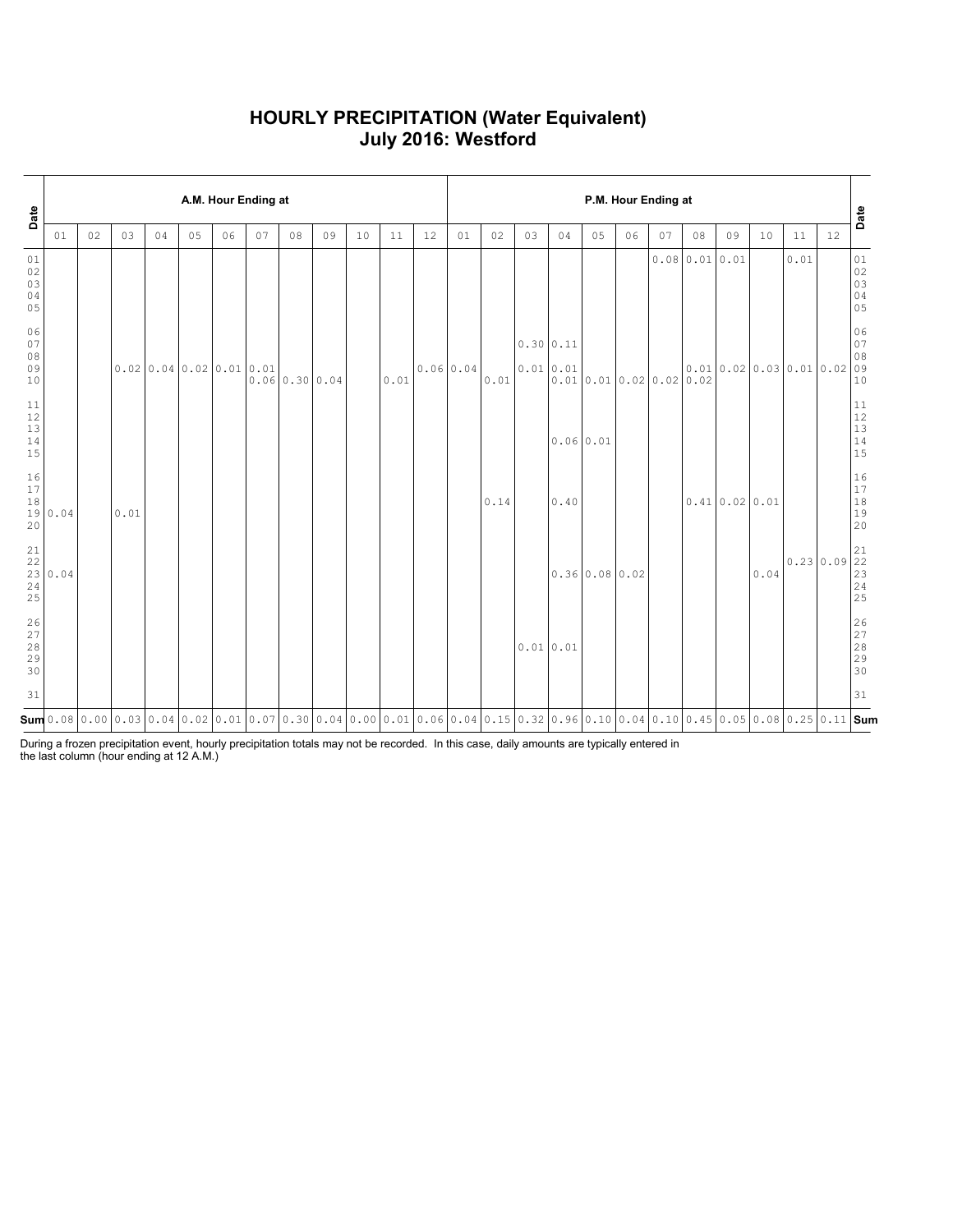# HOURLY PRECIPITATION (Water Equivalent)
## July 2016: Westford

| Date | A.M. Hour Ending at | | | | | | | | | | | | P.M. Hour Ending at | | | | | | | | | | | | Date |
|---|---|---|---|---|---|---|---|---|---|---|---|---|---|---|---|---|---|---|---|---|---|---|---|---|---|
| | 01 | 02 | 03 | 04 | 05 | 06 | 07 | 08 | 09 | 10 | 11 | 12 | 01 | 02 | 03 | 04 | 05 | 06 | 07 | 08 | 09 | 10 | 11 | 12 | |
| 01 | | | | | | | | | | | | | | | | | | | 0.08 | 0.01 | 0.01 | | 0.01 | | 01 |
| 02 | | | | | | | | | | | | | | | | | | | | | | | | | 02 |
| 03 | | | | | | | | | | | | | | | | | | | | | | | | | 03 |
| 04 | | | | | | | | | | | | | | | | | | | | | | | | | 04 |
| 05 | | | | | | | | | | | | | | | | | | | | | | | | | 05 |
| 06 | | | | | | | | | | | | | | | | | | | | | | | | | 06 |
| 07 | | | | | | | | | | | | | | | 0.30 | 0.11 | | | | | | | | | 07 |
| 08 | | | | | | | | | | | | | | | | | | | | | | | | | 08 |
| 09 | | | 0.02 | 0.04 | 0.02 | 0.01 | 0.01 | | | | | 0.06 | 0.04 | | 0.01 | 0.01 | | | | 0.01 | 0.02 | 0.03 | 0.01 | 0.02 | 09 |
| 10 | | | | | | | 0.06 | 0.30 | 0.04 | | 0.01 | | | 0.01 | | 0.01 | 0.01 | 0.02 | 0.02 | 0.02 | | | | | 10 |
| 11 | | | | | | | | | | | | | | | | | | | | | | | | | 11 |
| 12 | | | | | | | | | | | | | | | | | | | | | | | | | 12 |
| 13 | | | | | | | | | | | | | | | | | | | | | | | | | 13 |
| 14 | | | | | | | | | | | | | | | | 0.06 | 0.01 | | | | | | | | 14 |
| 15 | | | | | | | | | | | | | | | | | | | | | | | | | 15 |
| 16 | | | | | | | | | | | | | | | | | | | | | | | | | 16 |
| 17 | | | | | | | | | | | | | | | | | | | | | | | | | 17 |
| 18 | | | | | | | | | | | | | | 0.14 | | 0.40 | | | | 0.41 | 0.02 | 0.01 | | | 18 |
| 19 | 0.04 | | 0.01 | | | | | | | | | | | | | | | | | | | | | | 19 |
| 20 | | | | | | | | | | | | | | | | | | | | | | | | | 20 |
| 21 | | | | | | | | | | | | | | | | | | | | | | | | | 21 |
| 22 | | | | | | | | | | | | | | | | | | | | | | | 0.23 | 0.09 | 22 |
| 23 | 0.04 | | | | | | | | | | | | | | | 0.36 | 0.08 | 0.02 | | | | 0.04 | | | 23 |
| 24 | | | | | | | | | | | | | | | | | | | | | | | | | 24 |
| 25 | | | | | | | | | | | | | | | | | | | | | | | | | 25 |
| 26 | | | | | | | | | | | | | | | | | | | | | | | | | 26 |
| 27 | | | | | | | | | | | | | | | | | | | | | | | | | 27 |
| 28 | | | | | | | | | | | | | | | 0.01 | 0.01 | | | | | | | | | 28 |
| 29 | | | | | | | | | | | | | | | | | | | | | | | | | 29 |
| 30 | | | | | | | | | | | | | | | | | | | | | | | | | 30 |
| 31 | | | | | | | | | | | | | | | | | | | | | | | | | 31 |
| **Sum** | 0.08 | 0.00 | 0.03 | 0.04 | 0.02 | 0.01 | 0.07 | 0.30 | 0.04 | 0.00 | 0.01 | 0.06 | 0.04 | 0.15 | 0.32 | 0.96 | 0.10 | 0.04 | 0.10 | 0.45 | 0.05 | 0.08 | 0.25 | 0.11 | **Sum** |

During a frozen precipitation event, hourly precipitation totals may not be recorded. In this case, daily amounts are typically entered in the last column (hour ending at 12 A.M.)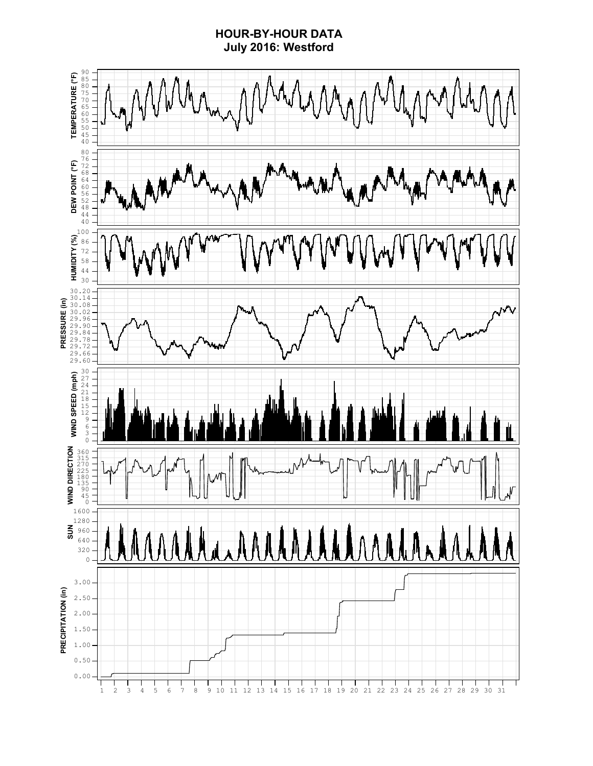# HOUR-BY-HOUR DATA
## July 2016: Westford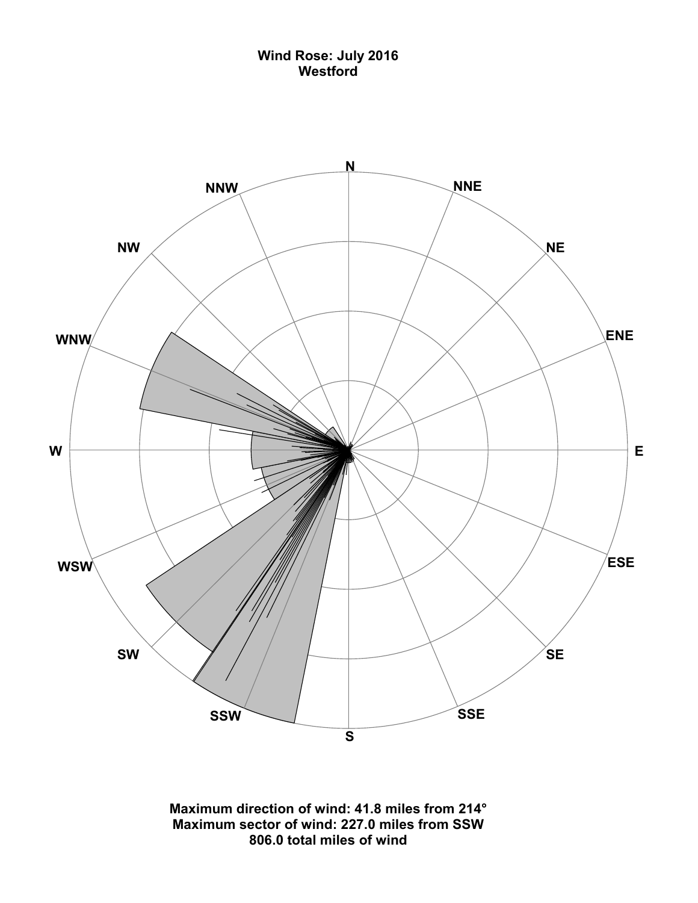Wind Rose: July 2016
Westford

N
NNE
NE
ENE
E
ESE
SE
SSE
S
SSW
SW
WSW
W
WNW
NW
NNW

Maximum direction of wind: 41.8 miles from 214°
Maximum sector of wind: 227.0 miles from SSW
806.0 total miles of wind